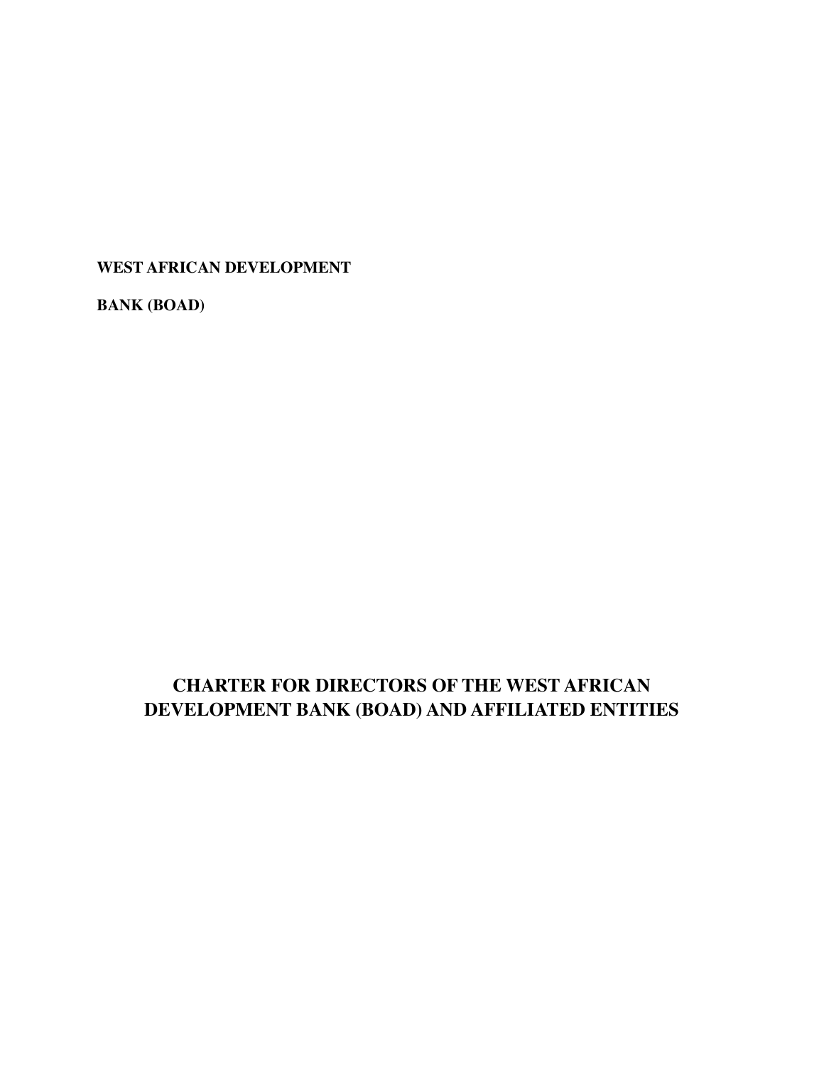**WEST AFRICAN DEVELOPMENT**

**BANK (BOAD)**

# CHARTER FOR DIRECTORS OF THE WEST AFRICAN DEVELOPMENT BANK (BOAD) AND AFFILIATED ENTITIES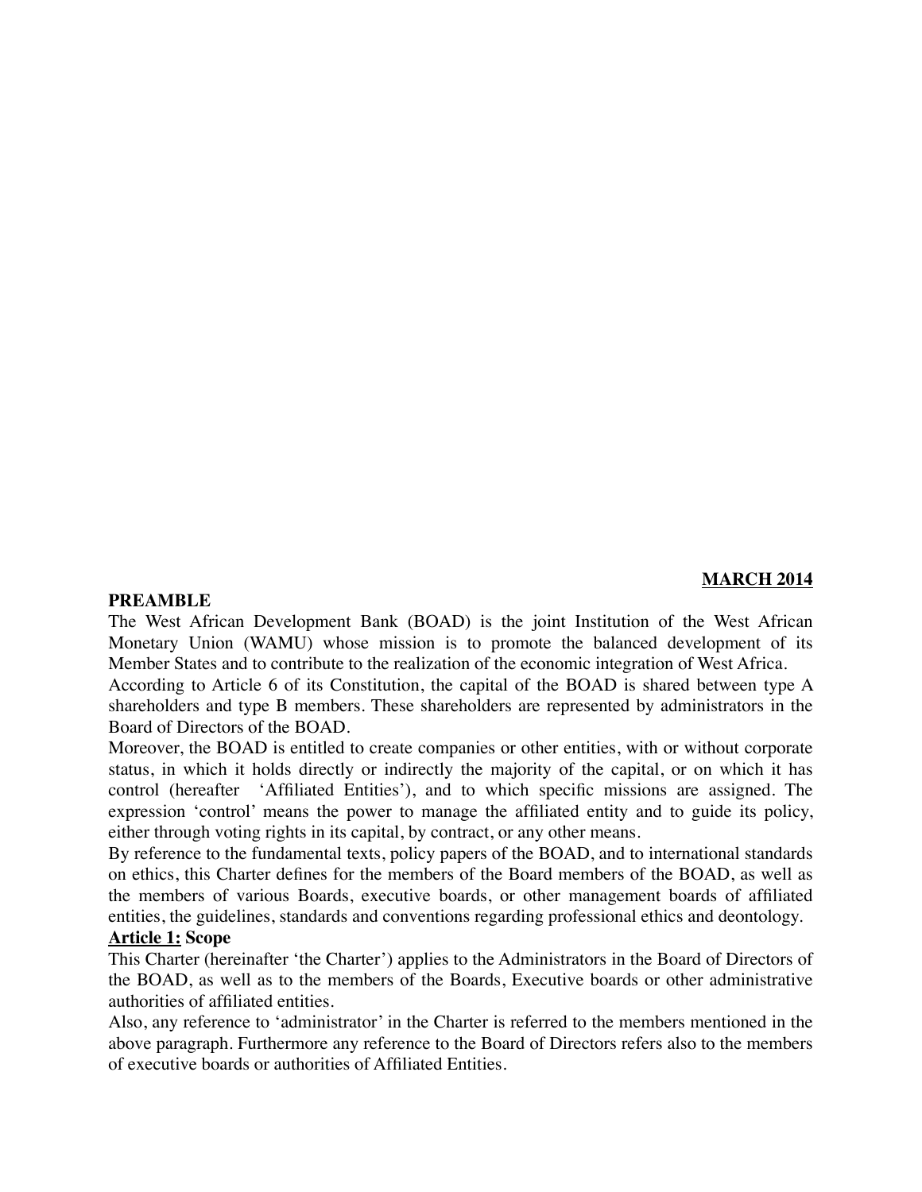**MARCH 2014**

**PREAMBLE**

The West African Development Bank (BOAD) is the joint Institution of the West African Monetary Union (WAMU) whose mission is to promote the balanced development of its Member States and to contribute to the realization of the economic integration of West Africa.

According to Article 6 of its Constitution, the capital of the BOAD is shared between type A shareholders and type B members. These shareholders are represented by administrators in the Board of Directors of the BOAD.

Moreover, the BOAD is entitled to create companies or other entities, with or without corporate status, in which it holds directly or indirectly the majority of the capital, or on which it has control (hereafter 'Affiliated Entities'), and to which specific missions are assigned. The expression 'control' means the power to manage the affiliated entity and to guide its policy, either through voting rights in its capital, by contract, or any other means.

By reference to the fundamental texts, policy papers of the BOAD, and to international standards on ethics, this Charter defines for the members of the Board members of the BOAD, as well as the members of various Boards, executive boards, or other management boards of affiliated entities, the guidelines, standards and conventions regarding professional ethics and deontology.

**Article 1: Scope**

This Charter (hereinafter 'the Charter') applies to the Administrators in the Board of Directors of the BOAD, as well as to the members of the Boards, Executive boards or other administrative authorities of affiliated entities.

Also, any reference to 'administrator' in the Charter is referred to the members mentioned in the above paragraph. Furthermore any reference to the Board of Directors refers also to the members of executive boards or authorities of Affiliated Entities.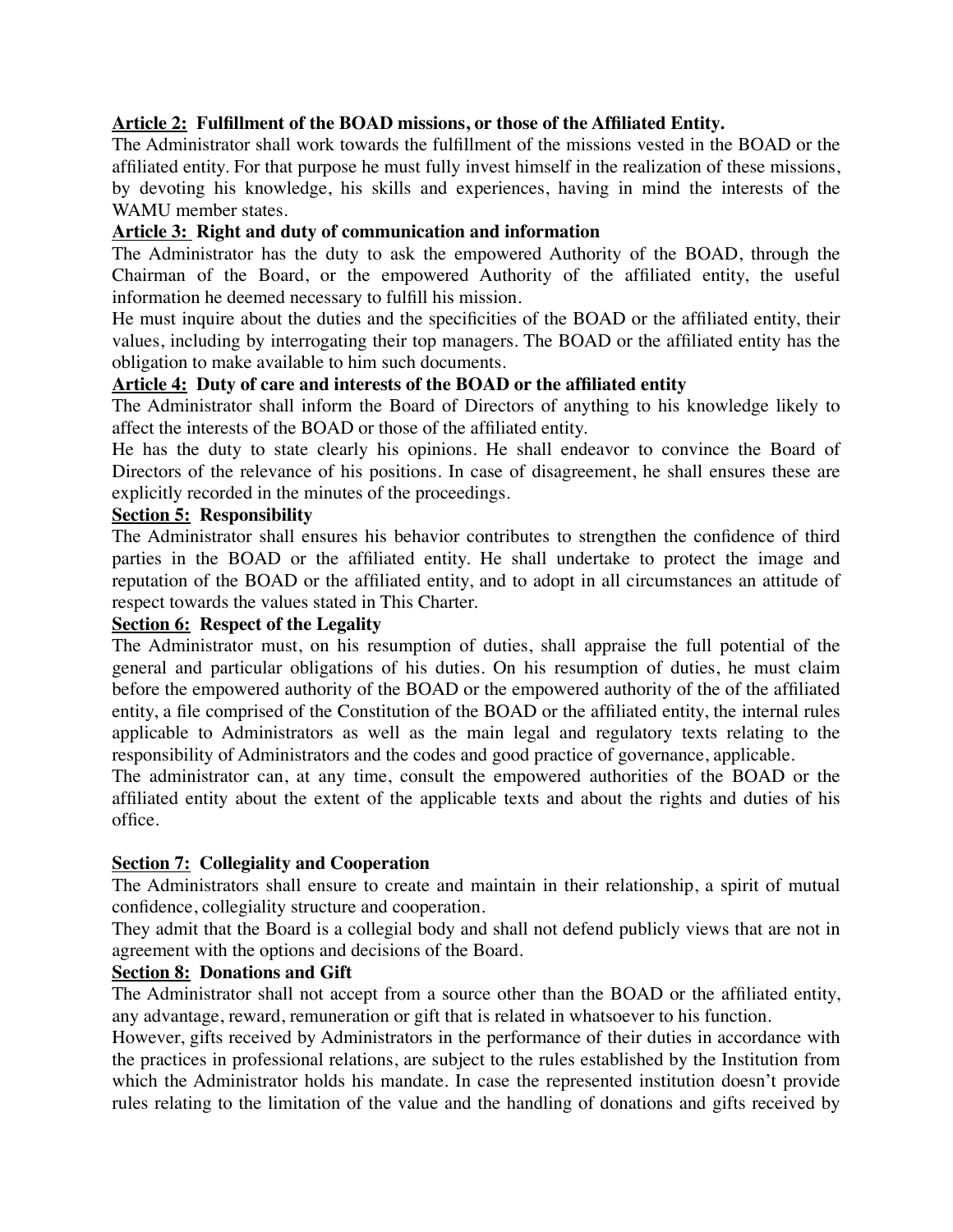**<u>Article 2:</u> Fulfillment of the BOAD missions, or those of the Affiliated Entity.**

The Administrator shall work towards the fulfillment of the missions vested in the BOAD or the affiliated entity. For that purpose he must fully invest himself in the realization of these missions, by devoting his knowledge, his skills and experiences, having in mind the interests of the WAMU member states.

**<u>Article 3:</u> Right and duty of communication and information**

The Administrator has the duty to ask the empowered Authority of the BOAD, through the Chairman of the Board, or the empowered Authority of the affiliated entity, the useful information he deemed necessary to fulfill his mission.

He must inquire about the duties and the specificities of the BOAD or the affiliated entity, their values, including by interrogating their top managers. The BOAD or the affiliated entity has the obligation to make available to him such documents.

**<u>Article 4:</u> Duty of care and interests of the BOAD or the affiliated entity**

The Administrator shall inform the Board of Directors of anything to his knowledge likely to affect the interests of the BOAD or those of the affiliated entity.

He has the duty to state clearly his opinions. He shall endeavor to convince the Board of Directors of the relevance of his positions. In case of disagreement, he shall ensures these are explicitly recorded in the minutes of the proceedings.

**<u>Section 5:</u> Responsibility**

The Administrator shall ensures his behavior contributes to strengthen the confidence of third parties in the BOAD or the affiliated entity. He shall undertake to protect the image and reputation of the BOAD or the affiliated entity, and to adopt in all circumstances an attitude of respect towards the values stated in This Charter.

**<u>Section 6:</u> Respect of the Legality**

The Administrator must, on his resumption of duties, shall appraise the full potential of the general and particular obligations of his duties. On his resumption of duties, he must claim before the empowered authority of the BOAD or the empowered authority of the of the affiliated entity, a file comprised of the Constitution of the BOAD or the affiliated entity, the internal rules applicable to Administrators as well as the main legal and regulatory texts relating to the responsibility of Administrators and the codes and good practice of governance, applicable.

The administrator can, at any time, consult the empowered authorities of the BOAD or the affiliated entity about the extent of the applicable texts and about the rights and duties of his office.

**<u>Section 7:</u> Collegiality and Cooperation**

The Administrators shall ensure to create and maintain in their relationship, a spirit of mutual confidence, collegiality structure and cooperation.

They admit that the Board is a collegial body and shall not defend publicly views that are not in agreement with the options and decisions of the Board.

**<u>Section 8:</u> Donations and Gift**

The Administrator shall not accept from a source other than the BOAD or the affiliated entity, any advantage, reward, remuneration or gift that is related in whatsoever to his function.

However, gifts received by Administrators in the performance of their duties in accordance with the practices in professional relations, are subject to the rules established by the Institution from which the Administrator holds his mandate. In case the represented institution doesn't provide rules relating to the limitation of the value and the handling of donations and gifts received by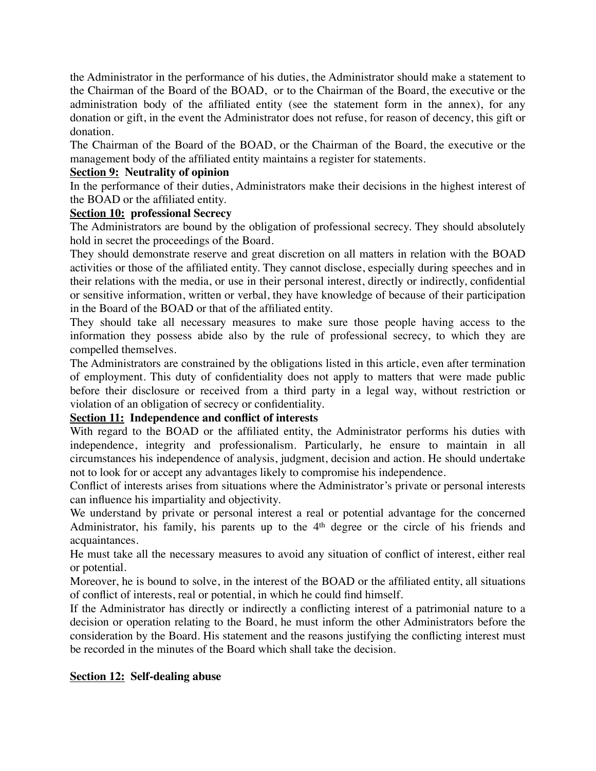the Administrator in the performance of his duties, the Administrator should make a statement to the Chairman of the Board of the BOAD, or to the Chairman of the Board, the executive or the administration body of the affiliated entity (see the statement form in the annex), for any donation or gift, in the event the Administrator does not refuse, for reason of decency, this gift or donation.

The Chairman of the Board of the BOAD, or the Chairman of the Board, the executive or the management body of the affiliated entity maintains a register for statements.

**<u>Section 9:</u> Neutrality of opinion**

In the performance of their duties, Administrators make their decisions in the highest interest of the BOAD or the affiliated entity.

**<u>Section 10:</u> professional Secrecy**

The Administrators are bound by the obligation of professional secrecy. They should absolutely hold in secret the proceedings of the Board.

They should demonstrate reserve and great discretion on all matters in relation with the BOAD activities or those of the affiliated entity. They cannot disclose, especially during speeches and in their relations with the media, or use in their personal interest, directly or indirectly, confidential or sensitive information, written or verbal, they have knowledge of because of their participation in the Board of the BOAD or that of the affiliated entity.

They should take all necessary measures to make sure those people having access to the information they possess abide also by the rule of professional secrecy, to which they are compelled themselves.

The Administrators are constrained by the obligations listed in this article, even after termination of employment. This duty of confidentiality does not apply to matters that were made public before their disclosure or received from a third party in a legal way, without restriction or violation of an obligation of secrecy or confidentiality.

**<u>Section 11:</u> Independence and conflict of interests**

With regard to the BOAD or the affiliated entity, the Administrator performs his duties with independence, integrity and professionalism. Particularly, he ensure to maintain in all circumstances his independence of analysis, judgment, decision and action. He should undertake not to look for or accept any advantages likely to compromise his independence.

Conflict of interests arises from situations where the Administrator's private or personal interests can influence his impartiality and objectivity.

We understand by private or personal interest a real or potential advantage for the concerned Administrator, his family, his parents up to the 4th degree or the circle of his friends and acquaintances.

He must take all the necessary measures to avoid any situation of conflict of interest, either real or potential.

Moreover, he is bound to solve, in the interest of the BOAD or the affiliated entity, all situations of conflict of interests, real or potential, in which he could find himself.

If the Administrator has directly or indirectly a conflicting interest of a patrimonial nature to a decision or operation relating to the Board, he must inform the other Administrators before the consideration by the Board. His statement and the reasons justifying the conflicting interest must be recorded in the minutes of the Board which shall take the decision.

**<u>Section 12:</u> Self-dealing abuse**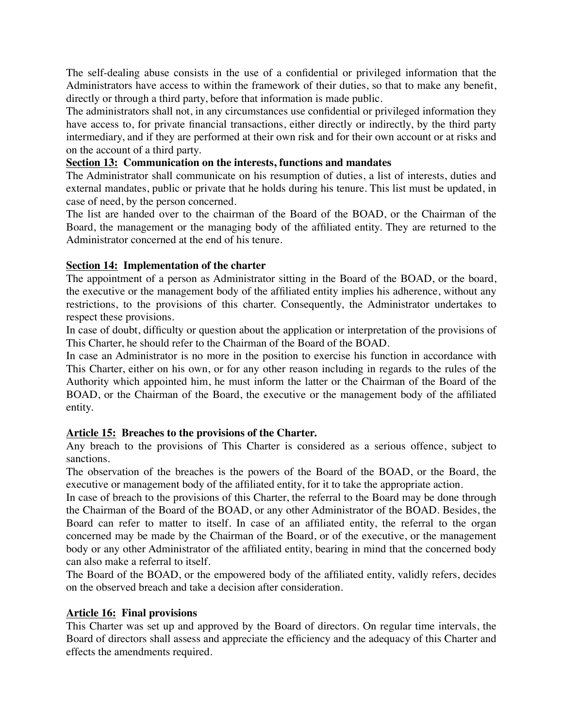The self-dealing abuse consists in the use of a confidential or privileged information that the Administrators have access to within the framework of their duties, so that to make any benefit, directly or through a third party, before that information is made public.

The administrators shall not, in any circumstances use confidential or privileged information they have access to, for private financial transactions, either directly or indirectly, by the third party intermediary, and if they are performed at their own risk and for their own account or at risks and on the account of a third party.

**Section 13: Communication on the interests, functions and mandates**

The Administrator shall communicate on his resumption of duties, a list of interests, duties and external mandates, public or private that he holds during his tenure. This list must be updated, in case of need, by the person concerned.

The list are handed over to the chairman of the Board of the BOAD, or the Chairman of the Board, the management or the managing body of the affiliated entity. They are returned to the Administrator concerned at the end of his tenure.

**Section 14: Implementation of the charter**

The appointment of a person as Administrator sitting in the Board of the BOAD, or the board, the executive or the management body of the affiliated entity implies his adherence, without any restrictions, to the provisions of this charter. Consequently, the Administrator undertakes to respect these provisions.

In case of doubt, difficulty or question about the application or interpretation of the provisions of This Charter, he should refer to the Chairman of the Board of the BOAD.

In case an Administrator is no more in the position to exercise his function in accordance with This Charter, either on his own, or for any other reason including in regards to the rules of the Authority which appointed him, he must inform the latter or the Chairman of the Board of the BOAD, or the Chairman of the Board, the executive or the management body of the affiliated entity.

**Article 15: Breaches to the provisions of the Charter.**

Any breach to the provisions of This Charter is considered as a serious offence, subject to sanctions.

The observation of the breaches is the powers of the Board of the BOAD, or the Board, the executive or management body of the affiliated entity, for it to take the appropriate action.

In case of breach to the provisions of this Charter, the referral to the Board may be done through the Chairman of the Board of the BOAD, or any other Administrator of the BOAD. Besides, the Board can refer to matter to itself. In case of an affiliated entity, the referral to the organ concerned may be made by the Chairman of the Board, or of the executive, or the management body or any other Administrator of the affiliated entity, bearing in mind that the concerned body can also make a referral to itself.

The Board of the BOAD, or the empowered body of the affiliated entity, validly refers, decides on the observed breach and take a decision after consideration.

**Article 16: Final provisions**

This Charter was set up and approved by the Board of directors. On regular time intervals, the Board of directors shall assess and appreciate the efficiency and the adequacy of this Charter and effects the amendments required.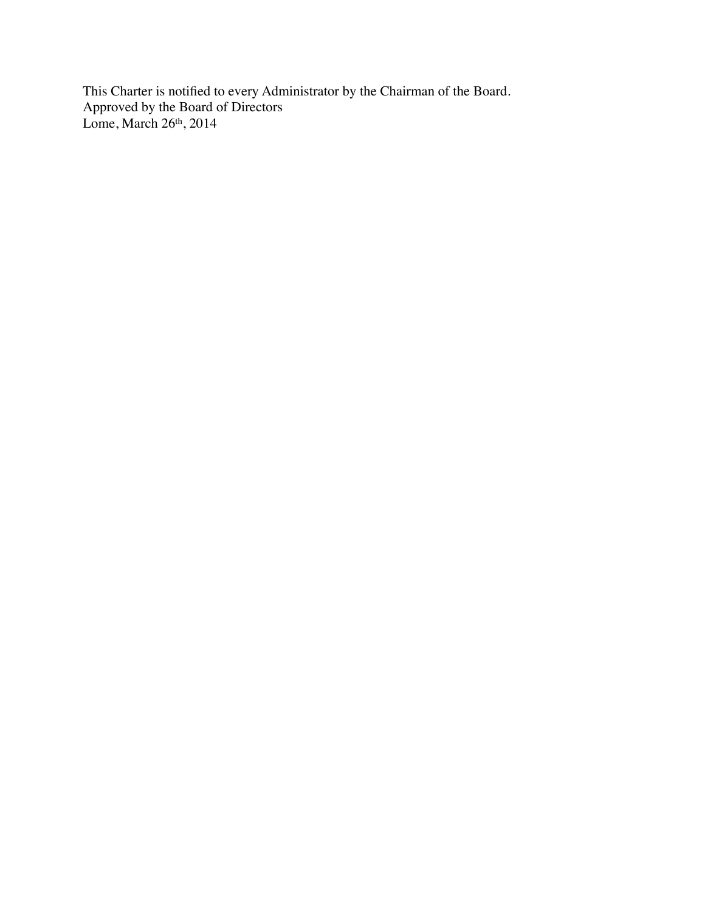This Charter is notified to every Administrator by the Chairman of the Board.
Approved by the Board of Directors
Lome, March 26th, 2014